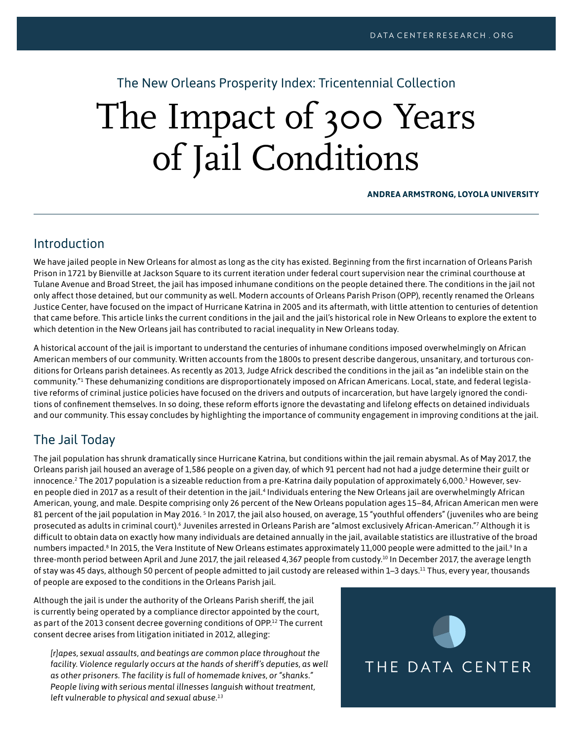The New Orleans Prosperity Index: Tricentennial Collection

# The Impact of 300 Years of Jail Conditions

**ANDREA ARMSTRONG, LOYOLA UNIVERSITY**

## Introduction

We have jailed people in New Orleans for almost as long as the city has existed. Beginning from the first incarnation of Orleans Parish Prison in 1721 by Bienville at Jackson Square to its current iteration under federal court supervision near the criminal courthouse at Tulane Avenue and Broad Street, the jail has imposed inhumane conditions on the people detained there. The conditions in the jail not only affect those detained, but our community as well. Modern accounts of Orleans Parish Prison (OPP), recently renamed the Orleans Justice Center, have focused on the impact of Hurricane Katrina in 2005 and its aftermath, with little attention to centuries of detention that came before. This article links the current conditions in the jail and the jail's historical role in New Orleans to explore the extent to which detention in the New Orleans jail has contributed to racial inequality in New Orleans today.

A historical account of the jail is important to understand the centuries of inhumane conditions imposed overwhelmingly on African American members of our community. Written accounts from the 1800s to present describe dangerous, unsanitary, and torturous conditions for Orleans parish detainees. As recently as 2013, Judge Africk described the conditions in the jail as "an indelible stain on the community."[1] These dehumanizing conditions are disproportionately imposed on African Americans. Local, state, and federal legislative reforms of criminal justice policies have focused on the drivers and outputs of incarceration, but have largely ignored the conditions of confinement themselves. In so doing, these reform efforts ignore the devastating and lifelong effects on detained individuals and our community. This essay concludes by highlighting the importance of community engagement in improving conditions at the jail.

## The Jail Today

The jail population has shrunk dramatically since Hurricane Katrina, but conditions within the jail remain abysmal. As of May 2017, the Orleans parish jail housed an average of 1,586 people on a given day, of which 91 percent had not had a judge determine their guilt or innocence.[2] The 2017 population is a sizeable reduction from a pre-Katrina daily population of approximately 6,000.[3] However, seven people died in 2017 as a result of their detention in the jail.[4] Individuals entering the New Orleans jail are overwhelmingly African American, young, and male. Despite comprising only 26 percent of the New Orleans population ages 15–84, African American men were 81 percent of the jail population in May 2016. [5] In 2017, the jail also housed, on average, 15 "youthful offenders" (juveniles who are being prosecuted as adults in criminal court).[6] Juveniles arrested in Orleans Parish are "almost exclusively African-American."[7] Although it is difficult to obtain data on exactly how many individuals are detained annually in the jail, available statistics are illustrative of the broad numbers impacted.[8] In 2015, the Vera Institute of New Orleans estimates approximately 11,000 people were admitted to the jail.[9] In a three-month period between April and June 2017, the jail released 4,367 people from custody.[10] In December 2017, the average length of stay was 45 days, although 50 percent of people admitted to jail custody are released within 1–3 days.[11] Thus, every year, thousands of people are exposed to the conditions in the Orleans Parish jail.

Although the jail is under the authority of the Orleans Parish sheriff, the jail is currently being operated by a compliance director appointed by the court, as part of the 2013 consent decree governing conditions of OPP.[12] The current consent decree arises from litigation initiated in 2012, alleging:

> *[r]apes, sexual assaults, and beatings are common place throughout the facility. Violence regularly occurs at the hands of sheriff's deputies, as well as other prisoners. The facility is full of homemade knives, or "shanks." People living with serious mental illnesses languish without treatment, left vulnerable to physical and sexual abuse.*[13]

THE DATA CENTER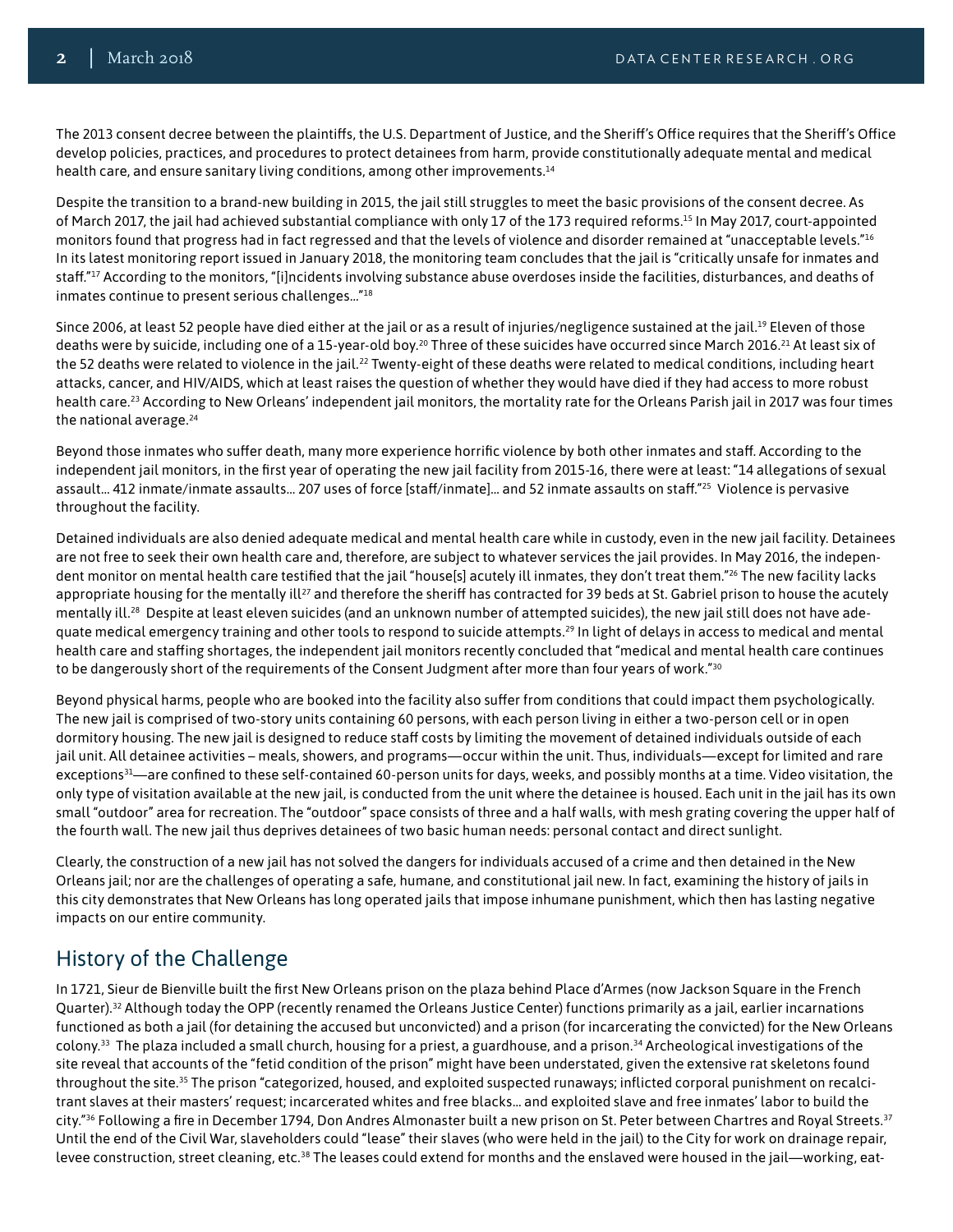The 2013 consent decree between the plaintiffs, the U.S. Department of Justice, and the Sheriff's Office requires that the Sheriff's Office develop policies, practices, and procedures to protect detainees from harm, provide constitutionally adequate mental and medical health care, and ensure sanitary living conditions, among other improvements.[14]

Despite the transition to a brand-new building in 2015, the jail still struggles to meet the basic provisions of the consent decree. As of March 2017, the jail had achieved substantial compliance with only 17 of the 173 required reforms.[15] In May 2017, court-appointed monitors found that progress had in fact regressed and that the levels of violence and disorder remained at "unacceptable levels."[16] In its latest monitoring report issued in January 2018, the monitoring team concludes that the jail is "critically unsafe for inmates and staff."[17] According to the monitors, "[i]ncidents involving substance abuse overdoses inside the facilities, disturbances, and deaths of inmates continue to present serious challenges…"[18]

Since 2006, at least 52 people have died either at the jail or as a result of injuries/negligence sustained at the jail.[19] Eleven of those deaths were by suicide, including one of a 15-year-old boy.[20] Three of these suicides have occurred since March 2016.[21] At least six of the 52 deaths were related to violence in the jail.[22] Twenty-eight of these deaths were related to medical conditions, including heart attacks, cancer, and HIV/AIDS, which at least raises the question of whether they would have died if they had access to more robust health care.[23] According to New Orleans' independent jail monitors, the mortality rate for the Orleans Parish jail in 2017 was four times the national average.[24]

Beyond those inmates who suffer death, many more experience horrific violence by both other inmates and staff. According to the independent jail monitors, in the first year of operating the new jail facility from 2015-16, there were at least: "14 allegations of sexual assault… 412 inmate/inmate assaults… 207 uses of force [staff/inmate]… and 52 inmate assaults on staff."[25] Violence is pervasive throughout the facility.

Detained individuals are also denied adequate medical and mental health care while in custody, even in the new jail facility. Detainees are not free to seek their own health care and, therefore, are subject to whatever services the jail provides. In May 2016, the independent monitor on mental health care testified that the jail "house[s] acutely ill inmates, they don't treat them."[26] The new facility lacks appropriate housing for the mentally ill[27] and therefore the sheriff has contracted for 39 beds at St. Gabriel prison to house the acutely mentally ill.[28] Despite at least eleven suicides (and an unknown number of attempted suicides), the new jail still does not have adequate medical emergency training and other tools to respond to suicide attempts.[29] In light of delays in access to medical and mental health care and staffing shortages, the independent jail monitors recently concluded that "medical and mental health care continues to be dangerously short of the requirements of the Consent Judgment after more than four years of work."[30]

Beyond physical harms, people who are booked into the facility also suffer from conditions that could impact them psychologically. The new jail is comprised of two-story units containing 60 persons, with each person living in either a two-person cell or in open dormitory housing. The new jail is designed to reduce staff costs by limiting the movement of detained individuals outside of each jail unit. All detainee activities – meals, showers, and programs—occur within the unit. Thus, individuals—except for limited and rare exceptions[31]—are confined to these self-contained 60-person units for days, weeks, and possibly months at a time. Video visitation, the only type of visitation available at the new jail, is conducted from the unit where the detainee is housed. Each unit in the jail has its own small "outdoor" area for recreation. The "outdoor" space consists of three and a half walls, with mesh grating covering the upper half of the fourth wall. The new jail thus deprives detainees of two basic human needs: personal contact and direct sunlight.

Clearly, the construction of a new jail has not solved the dangers for individuals accused of a crime and then detained in the New Orleans jail; nor are the challenges of operating a safe, humane, and constitutional jail new. In fact, examining the history of jails in this city demonstrates that New Orleans has long operated jails that impose inhumane punishment, which then has lasting negative impacts on our entire community.

## History of the Challenge

In 1721, Sieur de Bienville built the first New Orleans prison on the plaza behind Place d'Armes (now Jackson Square in the French Quarter).[32] Although today the OPP (recently renamed the Orleans Justice Center) functions primarily as a jail, earlier incarnations functioned as both a jail (for detaining the accused but unconvicted) and a prison (for incarcerating the convicted) for the New Orleans colony.[33] The plaza included a small church, housing for a priest, a guardhouse, and a prison.[34] Archeological investigations of the site reveal that accounts of the "fetid condition of the prison" might have been understated, given the extensive rat skeletons found throughout the site.[35] The prison "categorized, housed, and exploited suspected runaways; inflicted corporal punishment on recalcitrant slaves at their masters' request; incarcerated whites and free blacks… and exploited slave and free inmates' labor to build the city."[36] Following a fire in December 1794, Don Andres Almonaster built a new prison on St. Peter between Chartres and Royal Streets.[37] Until the end of the Civil War, slaveholders could "lease" their slaves (who were held in the jail) to the City for work on drainage repair, levee construction, street cleaning, etc.[38] The leases could extend for months and the enslaved were housed in the jail—working, eat-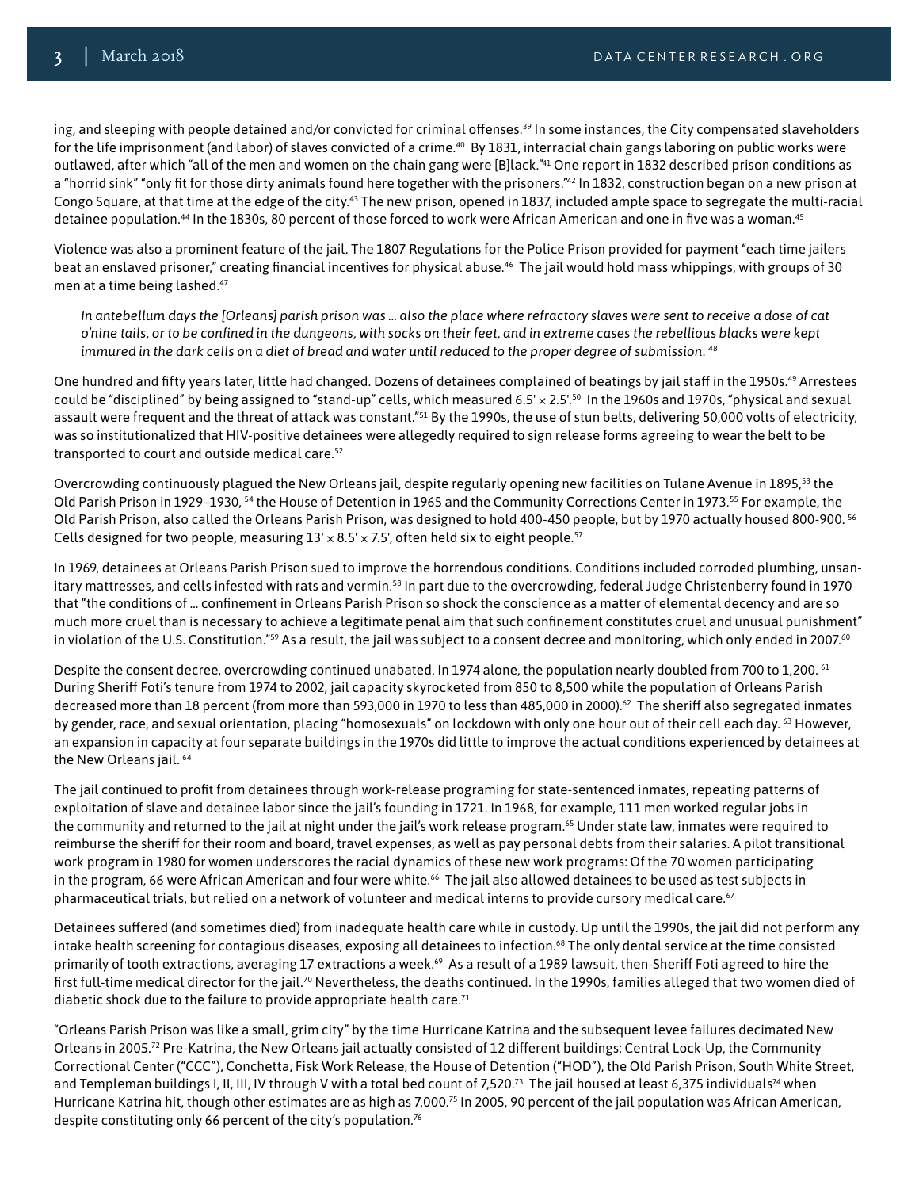ing, and sleeping with people detained and/or convicted for criminal offenses.[39] In some instances, the City compensated slaveholders for the life imprisonment (and labor) of slaves convicted of a crime.[40] By 1831, interracial chain gangs laboring on public works were outlawed, after which "all of the men and women on the chain gang were [B]lack."[41] One report in 1832 described prison conditions as a "horrid sink" "only fit for those dirty animals found here together with the prisoners."[42] In 1832, construction began on a new prison at Congo Square, at that time at the edge of the city.[43] The new prison, opened in 1837, included ample space to segregate the multi-racial detainee population.[44] In the 1830s, 80 percent of those forced to work were African American and one in five was a woman.[45]

Violence was also a prominent feature of the jail. The 1807 Regulations for the Police Prison provided for payment "each time jailers beat an enslaved prisoner," creating financial incentives for physical abuse.[46] The jail would hold mass whippings, with groups of 30 men at a time being lashed.[47]

> *In antebellum days the [Orleans] parish prison was … also the place where refractory slaves were sent to receive a dose of cat o'nine tails, or to be confined in the dungeons, with socks on their feet, and in extreme cases the rebellious blacks were kept immured in the dark cells on a diet of bread and water until reduced to the proper degree of submission.* [48]

One hundred and fifty years later, little had changed. Dozens of detainees complained of beatings by jail staff in the 1950s.[49] Arrestees could be "disciplined" by being assigned to "stand-up" cells, which measured 6.5' × 2.5'.[50] In the 1960s and 1970s, "physical and sexual assault were frequent and the threat of attack was constant."[51] By the 1990s, the use of stun belts, delivering 50,000 volts of electricity, was so institutionalized that HIV-positive detainees were allegedly required to sign release forms agreeing to wear the belt to be transported to court and outside medical care.[52]

Overcrowding continuously plagued the New Orleans jail, despite regularly opening new facilities on Tulane Avenue in 1895,[53] the Old Parish Prison in 1929–1930, [54] the House of Detention in 1965 and the Community Corrections Center in 1973.[55] For example, the Old Parish Prison, also called the Orleans Parish Prison, was designed to hold 400-450 people, but by 1970 actually housed 800-900. [56] Cells designed for two people, measuring 13' × 8.5' × 7.5', often held six to eight people.[57]

In 1969, detainees at Orleans Parish Prison sued to improve the horrendous conditions. Conditions included corroded plumbing, unsanitary mattresses, and cells infested with rats and vermin.[58] In part due to the overcrowding, federal Judge Christenberry found in 1970 that "the conditions of … confinement in Orleans Parish Prison so shock the conscience as a matter of elemental decency and are so much more cruel than is necessary to achieve a legitimate penal aim that such confinement constitutes cruel and unusual punishment" in violation of the U.S. Constitution."[59] As a result, the jail was subject to a consent decree and monitoring, which only ended in 2007.[60]

Despite the consent decree, overcrowding continued unabated. In 1974 alone, the population nearly doubled from 700 to 1,200. [61] During Sheriff Foti's tenure from 1974 to 2002, jail capacity skyrocketed from 850 to 8,500 while the population of Orleans Parish decreased more than 18 percent (from more than 593,000 in 1970 to less than 485,000 in 2000).[62] The sheriff also segregated inmates by gender, race, and sexual orientation, placing "homosexuals" on lockdown with only one hour out of their cell each day. [63] However, an expansion in capacity at four separate buildings in the 1970s did little to improve the actual conditions experienced by detainees at the New Orleans jail. [64]

The jail continued to profit from detainees through work-release programing for state-sentenced inmates, repeating patterns of exploitation of slave and detainee labor since the jail's founding in 1721. In 1968, for example, 111 men worked regular jobs in the community and returned to the jail at night under the jail's work release program.[65] Under state law, inmates were required to reimburse the sheriff for their room and board, travel expenses, as well as pay personal debts from their salaries. A pilot transitional work program in 1980 for women underscores the racial dynamics of these new work programs: Of the 70 women participating in the program, 66 were African American and four were white.[66] The jail also allowed detainees to be used as test subjects in pharmaceutical trials, but relied on a network of volunteer and medical interns to provide cursory medical care.[67]

Detainees suffered (and sometimes died) from inadequate health care while in custody. Up until the 1990s, the jail did not perform any intake health screening for contagious diseases, exposing all detainees to infection.[68] The only dental service at the time consisted primarily of tooth extractions, averaging 17 extractions a week.[69] As a result of a 1989 lawsuit, then-Sheriff Foti agreed to hire the first full-time medical director for the jail.[70] Nevertheless, the deaths continued. In the 1990s, families alleged that two women died of diabetic shock due to the failure to provide appropriate health care.[71]

"Orleans Parish Prison was like a small, grim city" by the time Hurricane Katrina and the subsequent levee failures decimated New Orleans in 2005.[72] Pre-Katrina, the New Orleans jail actually consisted of 12 different buildings: Central Lock-Up, the Community Correctional Center ("CCC"), Conchetta, Fisk Work Release, the House of Detention ("HOD"), the Old Parish Prison, South White Street, and Templeman buildings I, II, III, IV through V with a total bed count of 7,520.[73] The jail housed at least 6,375 individuals[74] when Hurricane Katrina hit, though other estimates are as high as 7,000.[75] In 2005, 90 percent of the jail population was African American, despite constituting only 66 percent of the city's population.[76]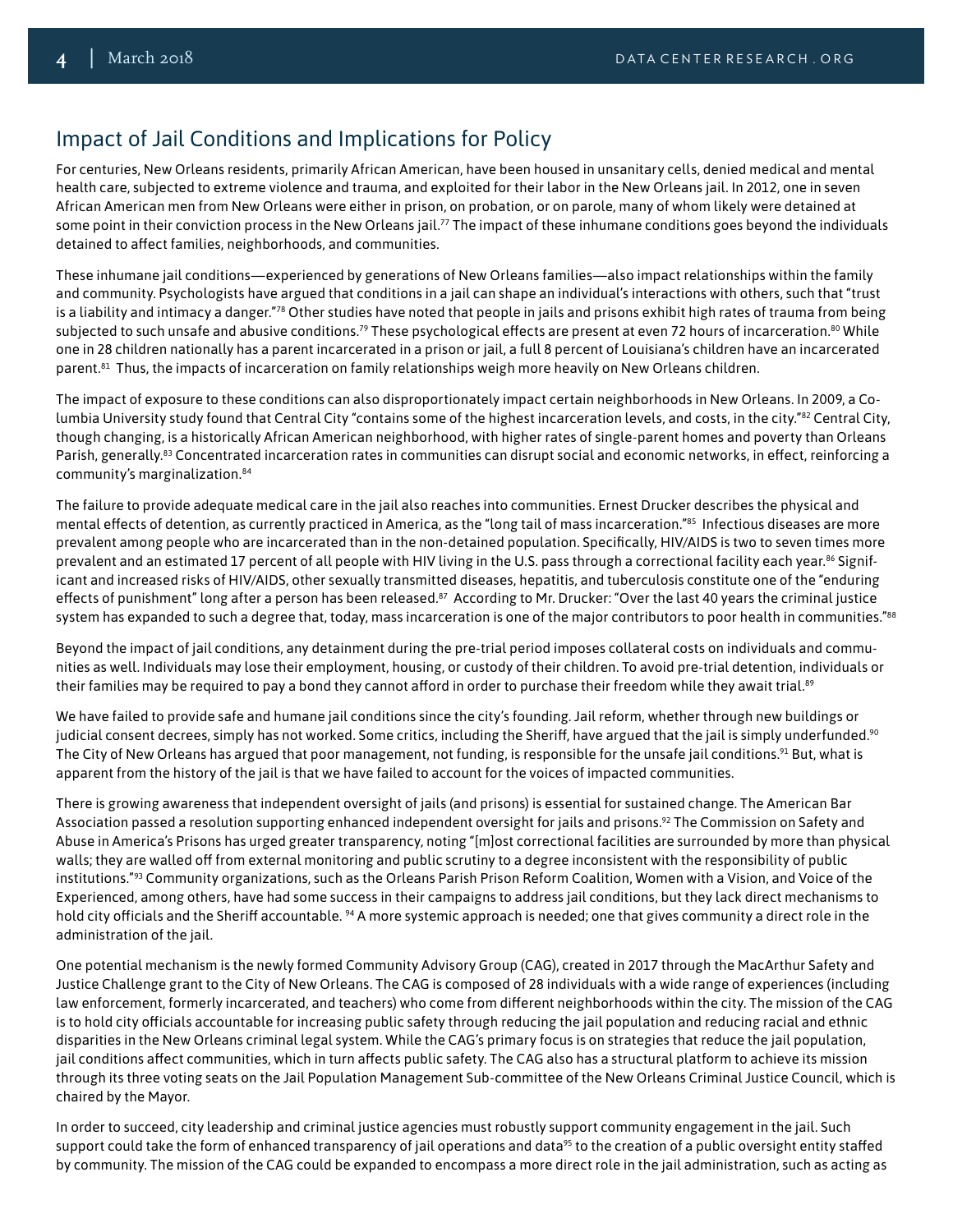## Impact of Jail Conditions and Implications for Policy

For centuries, New Orleans residents, primarily African American, have been housed in unsanitary cells, denied medical and mental health care, subjected to extreme violence and trauma, and exploited for their labor in the New Orleans jail. In 2012, one in seven African American men from New Orleans were either in prison, on probation, or on parole, many of whom likely were detained at some point in their conviction process in the New Orleans jail.[77] The impact of these inhumane conditions goes beyond the individuals detained to affect families, neighborhoods, and communities.

These inhumane jail conditions—experienced by generations of New Orleans families—also impact relationships within the family and community. Psychologists have argued that conditions in a jail can shape an individual's interactions with others, such that "trust is a liability and intimacy a danger."[78] Other studies have noted that people in jails and prisons exhibit high rates of trauma from being subjected to such unsafe and abusive conditions.[79] These psychological effects are present at even 72 hours of incarceration.[80] While one in 28 children nationally has a parent incarcerated in a prison or jail, a full 8 percent of Louisiana's children have an incarcerated parent.[81] Thus, the impacts of incarceration on family relationships weigh more heavily on New Orleans children.

The impact of exposure to these conditions can also disproportionately impact certain neighborhoods in New Orleans. In 2009, a Columbia University study found that Central City "contains some of the highest incarceration levels, and costs, in the city."[82] Central City, though changing, is a historically African American neighborhood, with higher rates of single-parent homes and poverty than Orleans Parish, generally.[83] Concentrated incarceration rates in communities can disrupt social and economic networks, in effect, reinforcing a community's marginalization.[84]

The failure to provide adequate medical care in the jail also reaches into communities. Ernest Drucker describes the physical and mental effects of detention, as currently practiced in America, as the "long tail of mass incarceration."[85] Infectious diseases are more prevalent among people who are incarcerated than in the non-detained population. Specifically, HIV/AIDS is two to seven times more prevalent and an estimated 17 percent of all people with HIV living in the U.S. pass through a correctional facility each year.[86] Significant and increased risks of HIV/AIDS, other sexually transmitted diseases, hepatitis, and tuberculosis constitute one of the "enduring effects of punishment" long after a person has been released.[87] According to Mr. Drucker: "Over the last 40 years the criminal justice system has expanded to such a degree that, today, mass incarceration is one of the major contributors to poor health in communities."[88]

Beyond the impact of jail conditions, any detainment during the pre-trial period imposes collateral costs on individuals and communities as well. Individuals may lose their employment, housing, or custody of their children. To avoid pre-trial detention, individuals or their families may be required to pay a bond they cannot afford in order to purchase their freedom while they await trial.[89]

We have failed to provide safe and humane jail conditions since the city's founding. Jail reform, whether through new buildings or judicial consent decrees, simply has not worked. Some critics, including the Sheriff, have argued that the jail is simply underfunded.[90] The City of New Orleans has argued that poor management, not funding, is responsible for the unsafe jail conditions.[91] But, what is apparent from the history of the jail is that we have failed to account for the voices of impacted communities.

There is growing awareness that independent oversight of jails (and prisons) is essential for sustained change. The American Bar Association passed a resolution supporting enhanced independent oversight for jails and prisons.[92] The Commission on Safety and Abuse in America's Prisons has urged greater transparency, noting "[m]ost correctional facilities are surrounded by more than physical walls; they are walled off from external monitoring and public scrutiny to a degree inconsistent with the responsibility of public institutions."[93] Community organizations, such as the Orleans Parish Prison Reform Coalition, Women with a Vision, and Voice of the Experienced, among others, have had some success in their campaigns to address jail conditions, but they lack direct mechanisms to hold city officials and the Sheriff accountable.[94] A more systemic approach is needed; one that gives community a direct role in the administration of the jail.

One potential mechanism is the newly formed Community Advisory Group (CAG), created in 2017 through the MacArthur Safety and Justice Challenge grant to the City of New Orleans. The CAG is composed of 28 individuals with a wide range of experiences (including law enforcement, formerly incarcerated, and teachers) who come from different neighborhoods within the city. The mission of the CAG is to hold city officials accountable for increasing public safety through reducing the jail population and reducing racial and ethnic disparities in the New Orleans criminal legal system. While the CAG's primary focus is on strategies that reduce the jail population, jail conditions affect communities, which in turn affects public safety. The CAG also has a structural platform to achieve its mission through its three voting seats on the Jail Population Management Sub-committee of the New Orleans Criminal Justice Council, which is chaired by the Mayor.

In order to succeed, city leadership and criminal justice agencies must robustly support community engagement in the jail. Such support could take the form of enhanced transparency of jail operations and data[95] to the creation of a public oversight entity staffed by community. The mission of the CAG could be expanded to encompass a more direct role in the jail administration, such as acting as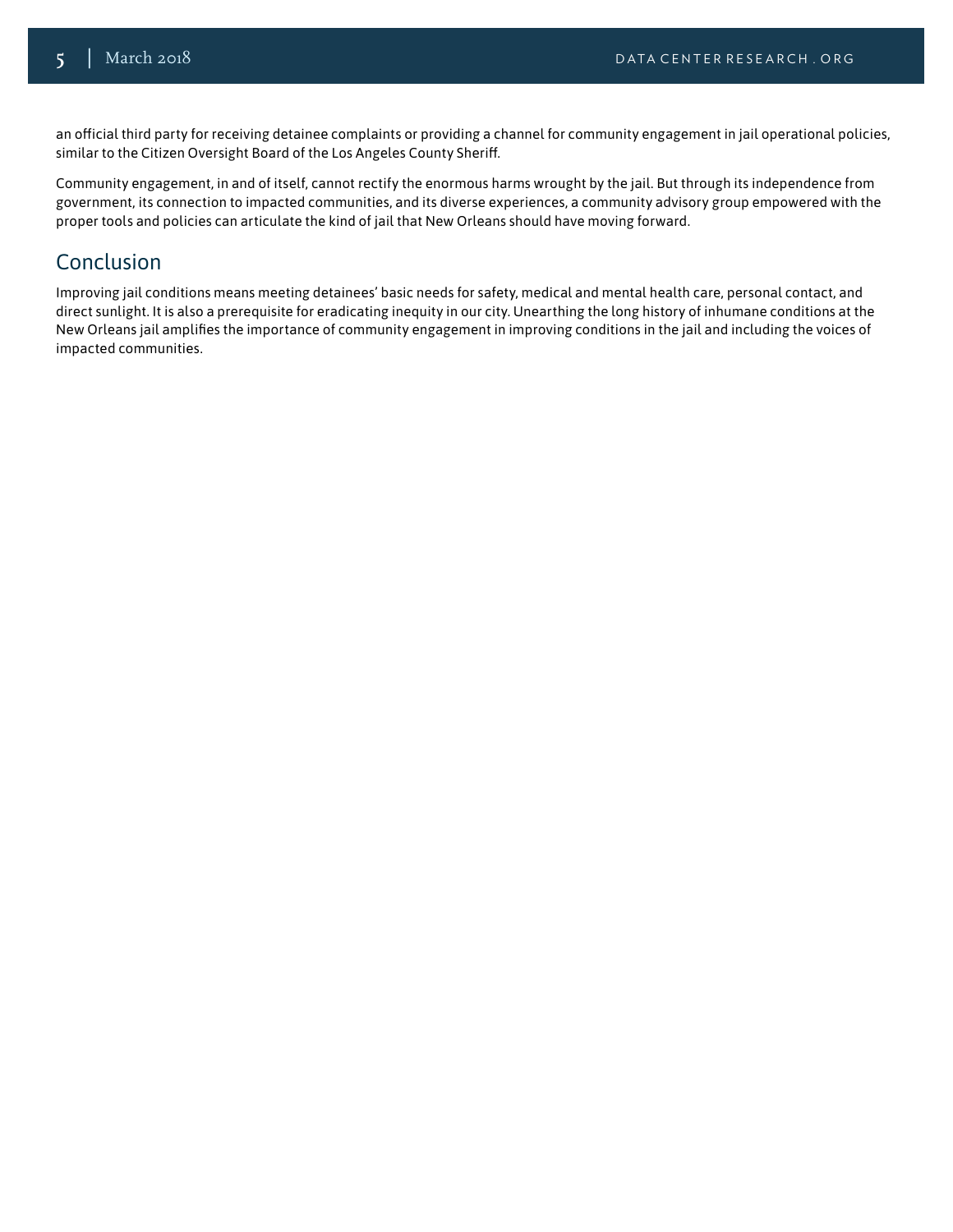an official third party for receiving detainee complaints or providing a channel for community engagement in jail operational policies, similar to the Citizen Oversight Board of the Los Angeles County Sheriff.

Community engagement, in and of itself, cannot rectify the enormous harms wrought by the jail. But through its independence from government, its connection to impacted communities, and its diverse experiences, a community advisory group empowered with the proper tools and policies can articulate the kind of jail that New Orleans should have moving forward.

## Conclusion

Improving jail conditions means meeting detainees' basic needs for safety, medical and mental health care, personal contact, and direct sunlight. It is also a prerequisite for eradicating inequity in our city. Unearthing the long history of inhumane conditions at the New Orleans jail amplifies the importance of community engagement in improving conditions in the jail and including the voices of impacted communities.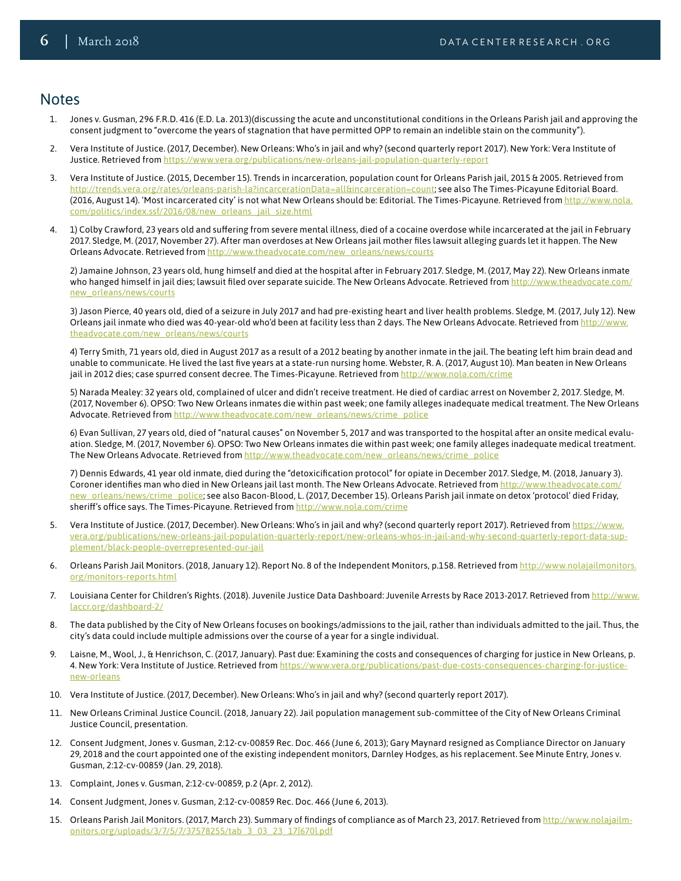## Notes

1. Jones v. Gusman, 296 F.R.D. 416 (E.D. La. 2013)(discussing the acute and unconstitutional conditions in the Orleans Parish jail and approving the consent judgment to "overcome the years of stagnation that have permitted OPP to remain an indelible stain on the community").

2. Vera Institute of Justice. (2017, December). New Orleans: Who's in jail and why? (second quarterly report 2017). New York: Vera Institute of Justice. Retrieved from https://www.vera.org/publications/new-orleans-jail-population-quarterly-report

3. Vera Institute of Justice. (2015, December 15). Trends in incarceration, population count for Orleans Parish jail, 2015 & 2005. Retrieved from http://trends.vera.org/rates/orleans-parish-la?incarcerationData=all&incarceration=count; see also The Times-Picayune Editorial Board. (2016, August 14). 'Most incarcerated city' is not what New Orleans should be: Editorial. The Times-Picayune. Retrieved from http://www.nola.com/politics/index.ssf/2016/08/new_orleans_jail_size.html

4. 1) Colby Crawford, 23 years old and suffering from severe mental illness, died of a cocaine overdose while incarcerated at the jail in February 2017. Sledge, M. (2017, November 27). After man overdoses at New Orleans jail mother files lawsuit alleging guards let it happen. The New Orleans Advocate. Retrieved from http://www.theadvocate.com/new_orleans/news/courts

   2) Jamaine Johnson, 23 years old, hung himself and died at the hospital after in February 2017. Sledge, M. (2017, May 22). New Orleans inmate who hanged himself in jail dies; lawsuit filed over separate suicide. The New Orleans Advocate. Retrieved from http://www.theadvocate.com/new_orleans/news/courts

   3) Jason Pierce, 40 years old, died of a seizure in July 2017 and had pre-existing heart and liver health problems. Sledge, M. (2017, July 12). New Orleans jail inmate who died was 40-year-old who'd been at facility less than 2 days. The New Orleans Advocate. Retrieved from http://www.theadvocate.com/new_orleans/news/courts

   4) Terry Smith, 71 years old, died in August 2017 as a result of a 2012 beating by another inmate in the jail. The beating left him brain dead and unable to communicate. He lived the last five years at a state-run nursing home. Webster, R. A. (2017, August 10). Man beaten in New Orleans jail in 2012 dies; case spurred consent decree. The Times-Picayune. Retrieved from http://www.nola.com/crime

   5) Narada Mealey: 32 years old, complained of ulcer and didn't receive treatment. He died of cardiac arrest on November 2, 2017. Sledge, M. (2017, November 6). OPSO: Two New Orleans inmates die within past week; one family alleges inadequate medical treatment. The New Orleans Advocate. Retrieved from http://www.theadvocate.com/new_orleans/news/crime_police

   6) Evan Sullivan, 27 years old, died of "natural causes" on November 5, 2017 and was transported to the hospital after an onsite medical evaluation. Sledge, M. (2017, November 6). OPSO: Two New Orleans inmates die within past week; one family alleges inadequate medical treatment. The New Orleans Advocate. Retrieved from http://www.theadvocate.com/new_orleans/news/crime_police

   7) Dennis Edwards, 41 year old inmate, died during the "detoxicification protocol" for opiate in December 2017. Sledge, M. (2018, January 3). Coroner identifies man who died in New Orleans jail last month. The New Orleans Advocate. Retrieved from http://www.theadvocate.com/new_orleans/news/crime_police; see also Bacon-Blood, L. (2017, December 15). Orleans Parish jail inmate on detox 'protocol' died Friday, sheriff's office says. The Times-Picayune. Retrieved from http://www.nola.com/crime

5. Vera Institute of Justice. (2017, December). New Orleans: Who's in jail and why? (second quarterly report 2017). Retrieved from https://www.vera.org/publications/new-orleans-jail-population-quarterly-report/new-orleans-whos-in-jail-and-why-second-quarterly-report-data-supplement/black-people-overrepresented-our-jail

6. Orleans Parish Jail Monitors. (2018, January 12). Report No. 8 of the Independent Monitors, p.158. Retrieved from http://www.nolajailmonitors.org/monitors-reports.html

7. Louisiana Center for Children's Rights. (2018). Juvenile Justice Data Dashboard: Juvenile Arrests by Race 2013-2017. Retrieved from http://www.laccr.org/dashboard-2/

8. The data published by the City of New Orleans focuses on bookings/admissions to the jail, rather than individuals admitted to the jail. Thus, the city's data could include multiple admissions over the course of a year for a single individual.

9. Laisne, M., Wool, J., & Henrichson, C. (2017, January). Past due: Examining the costs and consequences of charging for justice in New Orleans, p. 4. New York: Vera Institute of Justice. Retrieved from https://www.vera.org/publications/past-due-costs-consequences-charging-for-justice-new-orleans

10. Vera Institute of Justice. (2017, December). New Orleans: Who's in jail and why? (second quarterly report 2017).

11. New Orleans Criminal Justice Council. (2018, January 22). Jail population management sub-committee of the City of New Orleans Criminal Justice Council, presentation.

12. Consent Judgment, Jones v. Gusman, 2:12-cv-00859 Rec. Doc. 466 (June 6, 2013); Gary Maynard resigned as Compliance Director on January 29, 2018 and the court appointed one of the existing independent monitors, Darnley Hodges, as his replacement. See Minute Entry, Jones v. Gusman, 2:12-cv-00859 (Jan. 29, 2018).

13. Complaint, Jones v. Gusman, 2:12-cv-00859, p.2 (Apr. 2, 2012).

14. Consent Judgment, Jones v. Gusman, 2:12-cv-00859 Rec. Doc. 466 (June 6, 2013).

15. Orleans Parish Jail Monitors. (2017, March 23). Summary of findings of compliance as of March 23, 2017. Retrieved from http://www.nolajailmonitors.org/uploads/3/7/5/7/37578255/tab_3_03_23_17[670].pdf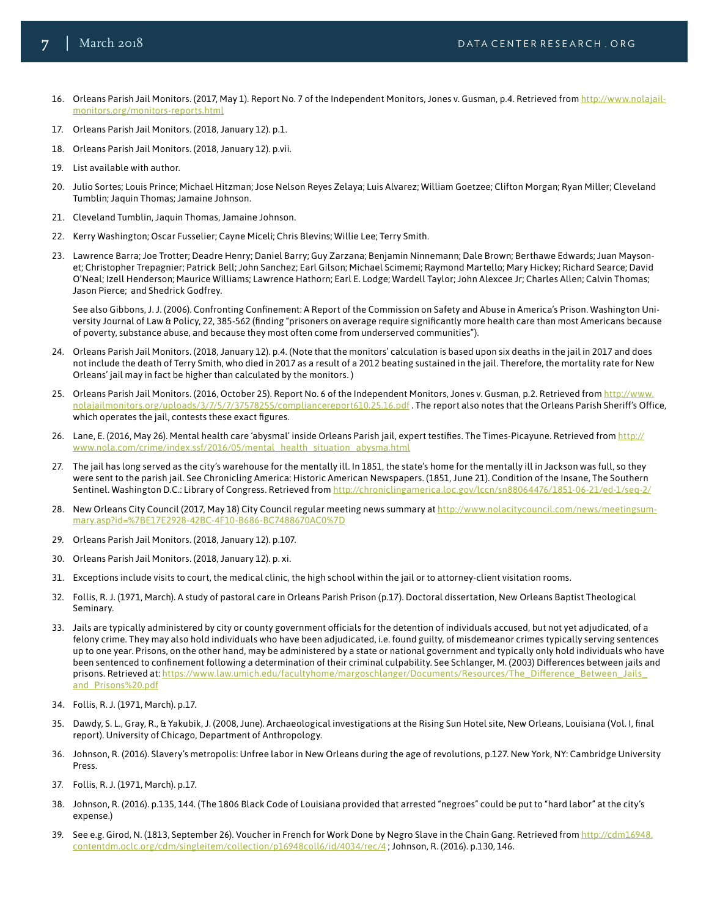16. Orleans Parish Jail Monitors. (2017, May 1). Report No. 7 of the Independent Monitors, Jones v. Gusman, p.4. Retrieved from http://www.nolajail-monitors.org/monitors-reports.html

17. Orleans Parish Jail Monitors. (2018, January 12). p.1.

18. Orleans Parish Jail Monitors. (2018, January 12). p.vii.

19. List available with author.

20. Julio Sortes; Louis Prince; Michael Hitzman; Jose Nelson Reyes Zelaya; Luis Alvarez; William Goetzee; Clifton Morgan; Ryan Miller; Cleveland Tumblin; Jaquin Thomas; Jamaine Johnson.

21. Cleveland Tumblin, Jaquin Thomas, Jamaine Johnson.

22. Kerry Washington; Oscar Fusselier; Cayne Miceli; Chris Blevins; Willie Lee; Terry Smith.

23. Lawrence Barra; Joe Trotter; Deadre Henry; Daniel Barry; Guy Zarzana; Benjamin Ninnemann; Dale Brown; Berthawe Edwards; Juan Mayson-et; Christopher Trepagnier; Patrick Bell; John Sanchez; Earl Gilson; Michael Scimemi; Raymond Martello; Mary Hickey; Richard Searce; David O'Neal; Izell Henderson; Maurice Williams; Lawrence Hathorn; Earl E. Lodge; Wardell Taylor; John Alexcee Jr; Charles Allen; Calvin Thomas; Jason Pierce; and Shedrick Godfrey.

    See also Gibbons, J. J. (2006). Confronting Confinement: A Report of the Commission on Safety and Abuse in America's Prison. Washington University Journal of Law & Policy, 22, 385-562 (finding "prisoners on average require significantly more health care than most Americans because of poverty, substance abuse, and because they most often come from underserved communities").

24. Orleans Parish Jail Monitors. (2018, January 12). p.4. (Note that the monitors' calculation is based upon six deaths in the jail in 2017 and does not include the death of Terry Smith, who died in 2017 as a result of a 2012 beating sustained in the jail. Therefore, the mortality rate for New Orleans' jail may in fact be higher than calculated by the monitors. )

25. Orleans Parish Jail Monitors. (2016, October 25). Report No. 6 of the Independent Monitors, Jones v. Gusman, p.2. Retrieved from http://www.nolajailmonitors.org/uploads/3/7/5/7/37578255/compliancereport610.25.16.pdf . The report also notes that the Orleans Parish Sheriff's Office, which operates the jail, contests these exact figures.

26. Lane, E. (2016, May 26). Mental health care 'abysmal' inside Orleans Parish jail, expert testifies. The Times-Picayune. Retrieved from http://www.nola.com/crime/index.ssf/2016/05/mental_health_situation_abysma.html

27. The jail has long served as the city's warehouse for the mentally ill. In 1851, the state's home for the mentally ill in Jackson was full, so they were sent to the parish jail. See Chronicling America: Historic American Newspapers. (1851, June 21). Condition of the Insane, The Southern Sentinel. Washington D.C.: Library of Congress. Retrieved from http://chroniclingamerica.loc.gov/lccn/sn88064476/1851-06-21/ed-1/seq-2/

28. New Orleans City Council (2017, May 18) City Council regular meeting news summary at http://www.nolacitycouncil.com/news/meetingsummary.asp?id=%7BE17E2928-42BC-4F10-B686-BC7488670AC0%7D

29. Orleans Parish Jail Monitors. (2018, January 12). p.107.

30. Orleans Parish Jail Monitors. (2018, January 12). p. xi.

31. Exceptions include visits to court, the medical clinic, the high school within the jail or to attorney-client visitation rooms.

32. Follis, R. J. (1971, March). A study of pastoral care in Orleans Parish Prison (p.17). Doctoral dissertation, New Orleans Baptist Theological Seminary.

33. Jails are typically administered by city or county government officials for the detention of individuals accused, but not yet adjudicated, of a felony crime. They may also hold individuals who have been adjudicated, i.e. found guilty, of misdemeanor crimes typically serving sentences up to one year. Prisons, on the other hand, may be administered by a state or national government and typically only hold individuals who have been sentenced to confinement following a determination of their criminal culpability. See Schlanger, M. (2003) Differences between jails and prisons. Retrieved at: https://www.law.umich.edu/facultyhome/margoschlanger/Documents/Resources/The_Difference_Between_Jails_and_Prisons%20.pdf

34. Follis, R. J. (1971, March). p.17.

35. Dawdy, S. L., Gray, R., & Yakubik, J. (2008, June). Archaeological investigations at the Rising Sun Hotel site, New Orleans, Louisiana (Vol. I, final report). University of Chicago, Department of Anthropology.

36. Johnson, R. (2016). Slavery's metropolis: Unfree labor in New Orleans during the age of revolutions, p.127. New York, NY: Cambridge University Press.

37. Follis, R. J. (1971, March). p.17.

38. Johnson, R. (2016). p.135, 144. (The 1806 Black Code of Louisiana provided that arrested "negroes" could be put to "hard labor" at the city's expense.)

39. See e.g. Girod, N. (1813, September 26). Voucher in French for Work Done by Negro Slave in the Chain Gang. Retrieved from http://cdm16948.contentdm.oclc.org/cdm/singleitem/collection/p16948coll6/id/4034/rec/4 ; Johnson, R. (2016). p.130, 146.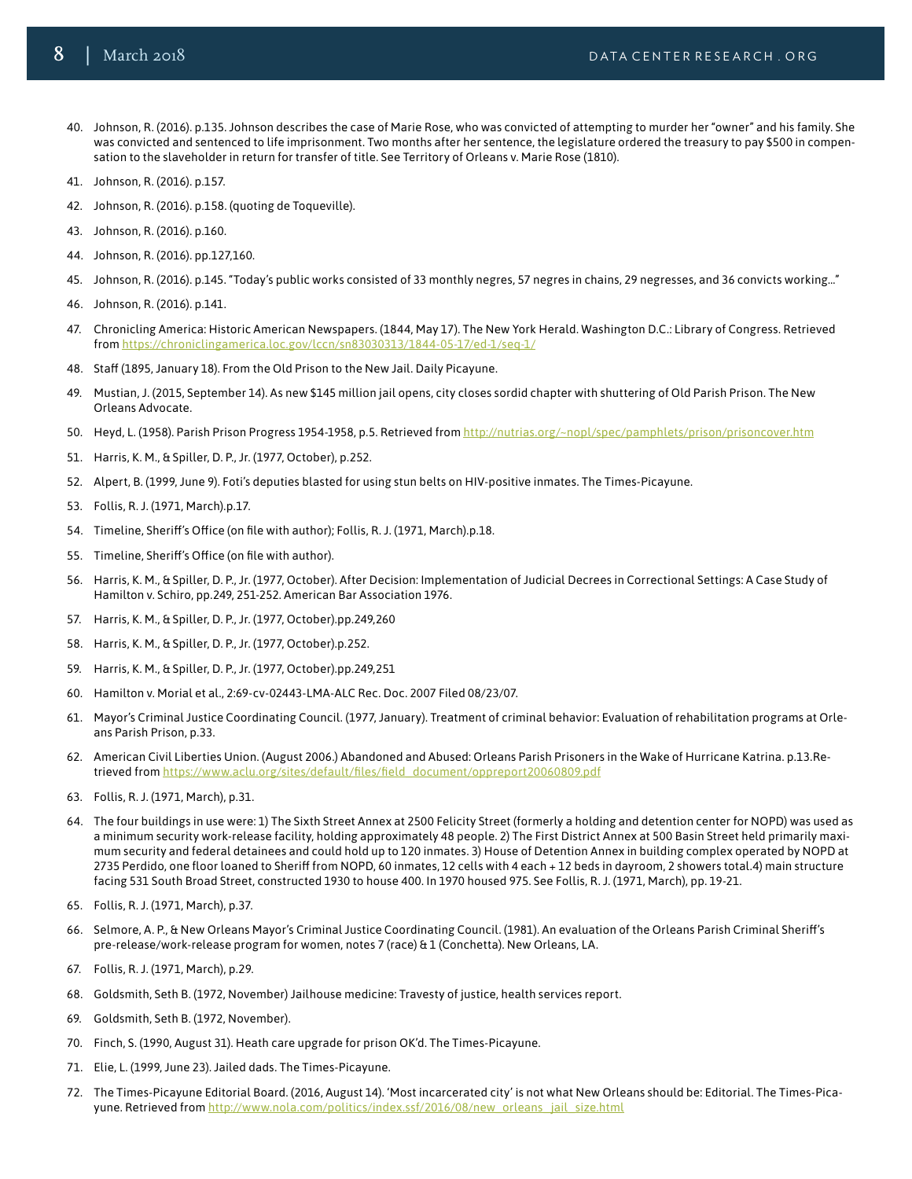40. Johnson, R. (2016). p.135. Johnson describes the case of Marie Rose, who was convicted of attempting to murder her "owner" and his family. She was convicted and sentenced to life imprisonment. Two months after her sentence, the legislature ordered the treasury to pay $500 in compensation to the slaveholder in return for transfer of title. See Territory of Orleans v. Marie Rose (1810).
41. Johnson, R. (2016). p.157.
42. Johnson, R. (2016). p.158. (quoting de Toqueville).
43. Johnson, R. (2016). p.160.
44. Johnson, R. (2016). pp.127,160.
45. Johnson, R. (2016). p.145. "Today's public works consisted of 33 monthly negres, 57 negres in chains, 29 negresses, and 36 convicts working..."
46. Johnson, R. (2016). p.141.
47. Chronicling America: Historic American Newspapers. (1844, May 17). The New York Herald. Washington D.C.: Library of Congress. Retrieved from https://chroniclingamerica.loc.gov/lccn/sn83030313/1844-05-17/ed-1/seq-1/
48. Staff (1895, January 18). From the Old Prison to the New Jail. Daily Picayune.
49. Mustian, J. (2015, September 14). As new $145 million jail opens, city closes sordid chapter with shuttering of Old Parish Prison. The New Orleans Advocate.
50. Heyd, L. (1958). Parish Prison Progress 1954-1958, p.5. Retrieved from http://nutrias.org/~nopl/spec/pamphlets/prison/prisoncover.htm
51. Harris, K. M., & Spiller, D. P., Jr. (1977, October), p.252.
52. Alpert, B. (1999, June 9). Foti's deputies blasted for using stun belts on HIV-positive inmates. The Times-Picayune.
53. Follis, R. J. (1971, March).p.17.
54. Timeline, Sheriff's Office (on file with author); Follis, R. J. (1971, March).p.18.
55. Timeline, Sheriff's Office (on file with author).
56. Harris, K. M., & Spiller, D. P., Jr. (1977, October). After Decision: Implementation of Judicial Decrees in Correctional Settings: A Case Study of Hamilton v. Schiro, pp.249, 251-252. American Bar Association 1976.
57. Harris, K. M., & Spiller, D. P., Jr. (1977, October).pp.249,260
58. Harris, K. M., & Spiller, D. P., Jr. (1977, October).p.252.
59. Harris, K. M., & Spiller, D. P., Jr. (1977, October).pp.249,251
60. Hamilton v. Morial et al., 2:69-cv-02443-LMA-ALC Rec. Doc. 2007 Filed 08/23/07.
61. Mayor's Criminal Justice Coordinating Council. (1977, January). Treatment of criminal behavior: Evaluation of rehabilitation programs at Orleans Parish Prison, p.33.
62. American Civil Liberties Union. (August 2006.) Abandoned and Abused: Orleans Parish Prisoners in the Wake of Hurricane Katrina. p.13.Retrieved from https://www.aclu.org/sites/default/files/field_document/oppreport20060809.pdf
63. Follis, R. J. (1971, March), p.31.
64. The four buildings in use were: 1) The Sixth Street Annex at 2500 Felicity Street (formerly a holding and detention center for NOPD) was used as a minimum security work-release facility, holding approximately 48 people. 2) The First District Annex at 500 Basin Street held primarily maximum security and federal detainees and could hold up to 120 inmates. 3) House of Detention Annex in building complex operated by NOPD at 2735 Perdido, one floor loaned to Sheriff from NOPD, 60 inmates, 12 cells with 4 each + 12 beds in dayroom, 2 showers total.4) main structure facing 531 South Broad Street, constructed 1930 to house 400. In 1970 housed 975. See Follis, R. J. (1971, March), pp. 19-21.
65. Follis, R. J. (1971, March), p.37.
66. Selmore, A. P., & New Orleans Mayor's Criminal Justice Coordinating Council. (1981). An evaluation of the Orleans Parish Criminal Sheriff's pre-release/work-release program for women, notes 7 (race) & 1 (Conchetta). New Orleans, LA.
67. Follis, R. J. (1971, March), p.29.
68. Goldsmith, Seth B. (1972, November) Jailhouse medicine: Travesty of justice, health services report.
69. Goldsmith, Seth B. (1972, November).
70. Finch, S. (1990, August 31). Heath care upgrade for prison OK'd. The Times-Picayune.
71. Elie, L. (1999, June 23). Jailed dads. The Times-Picayune.
72. The Times-Picayune Editorial Board. (2016, August 14). 'Most incarcerated city' is not what New Orleans should be: Editorial. The Times-Picayune. Retrieved from http://www.nola.com/politics/index.ssf/2016/08/new_orleans_jail_size.html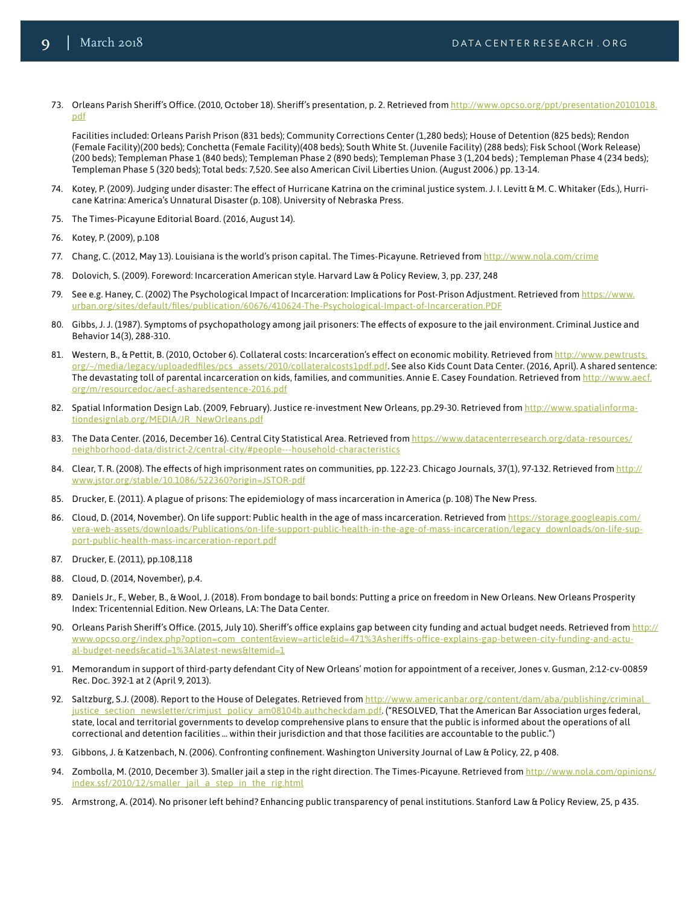73. Orleans Parish Sheriff's Office. (2010, October 18). Sheriff's presentation, p. 2. Retrieved from http://www.opcso.org/ppt/presentation20101018.pdf

    Facilities included: Orleans Parish Prison (831 beds); Community Corrections Center (1,280 beds); House of Detention (825 beds); Rendon (Female Facility)(200 beds); Conchetta (Female Facility)(408 beds); South White St. (Juvenile Facility) (288 beds); Fisk School (Work Release) (200 beds); Templeman Phase 1 (840 beds); Templeman Phase 2 (890 beds); Templeman Phase 3 (1,204 beds) ; Templeman Phase 4 (234 beds); Templeman Phase 5 (320 beds); Total beds: 7,520. See also American Civil Liberties Union. (August 2006.) pp. 13-14.

74. Kotey, P. (2009). Judging under disaster: The effect of Hurricane Katrina on the criminal justice system. J. I. Levitt & M. C. Whitaker (Eds.), Hurricane Katrina: America's Unnatural Disaster (p. 108). University of Nebraska Press.

75. The Times-Picayune Editorial Board. (2016, August 14).

76. Kotey, P. (2009), p.108

77. Chang, C. (2012, May 13). Louisiana is the world's prison capital. The Times-Picayune. Retrieved from http://www.nola.com/crime

78. Dolovich, S. (2009). Foreword: Incarceration American style. Harvard Law & Policy Review, 3, pp. 237, 248

79. See e.g. Haney, C. (2002) The Psychological Impact of Incarceration: Implications for Post-Prison Adjustment. Retrieved from https://www.urban.org/sites/default/files/publication/60676/410624-The-Psychological-Impact-of-Incarceration.PDF

80. Gibbs, J. J. (1987). Symptoms of psychopathology among jail prisoners: The effects of exposure to the jail environment. Criminal Justice and Behavior 14(3), 288-310.

81. Western, B., & Pettit, B. (2010, October 6). Collateral costs: Incarceration's effect on economic mobility. Retrieved from http://www.pewtrusts.org/~/media/legacy/uploadedfiles/pcs_assets/2010/collateralcosts1pdf.pdf. See also Kids Count Data Center. (2016, April). A shared sentence: The devastating toll of parental incarceration on kids, families, and communities. Annie E. Casey Foundation. Retrieved from http://www.aecf.org/m/resourcedoc/aecf-asharedsentence-2016.pdf

82. Spatial Information Design Lab. (2009, February). Justice re-investment New Orleans, pp.29-30. Retrieved from http://www.spatialinformationdesignlab.org/MEDIA/JR_NewOrleans.pdf

83. The Data Center. (2016, December 16). Central City Statistical Area. Retrieved from https://www.datacenterresearch.org/data-resources/neighborhood-data/district-2/central-city/#people---household-characteristics

84. Clear, T. R. (2008). The effects of high imprisonment rates on communities, pp. 122-23. Chicago Journals, 37(1), 97-132. Retrieved from http://www.jstor.org/stable/10.1086/522360?origin=JSTOR-pdf

85. Drucker, E. (2011). A plague of prisons: The epidemiology of mass incarceration in America (p. 108) The New Press.

86. Cloud, D. (2014, November). On life support: Public health in the age of mass incarceration. Retrieved from https://storage.googleapis.com/vera-web-assets/downloads/Publications/on-life-support-public-health-in-the-age-of-mass-incarceration/legacy_downloads/on-life-support-public-health-mass-incarceration-report.pdf

87. Drucker, E. (2011), pp.108,118

88. Cloud, D. (2014, November), p.4.

89. Daniels Jr., F., Weber, B., & Wool, J. (2018). From bondage to bail bonds: Putting a price on freedom in New Orleans. New Orleans Prosperity Index: Tricentennial Edition. New Orleans, LA: The Data Center.

90. Orleans Parish Sheriff's Office. (2015, July 10). Sheriff's office explains gap between city funding and actual budget needs. Retrieved from http://www.opcso.org/index.php?option=com_content&view=article&id=471%3Asheriffs-office-explains-gap-between-city-funding-and-actual-budget-needs&catid=1%3Alatest-news&Itemid=1

91. Memorandum in support of third-party defendant City of New Orleans' motion for appointment of a receiver, Jones v. Gusman, 2:12-cv-00859 Rec. Doc. 392-1 at 2 (April 9, 2013).

92. Saltzburg, S.J. (2008). Report to the House of Delegates. Retrieved from http://www.americanbar.org/content/dam/aba/publishing/criminal_justice_section_newsletter/crimjust_policy_am08104b.authcheckdam.pdf. ("RESOLVED, That the American Bar Association urges federal, state, local and territorial governments to develop comprehensive plans to ensure that the public is informed about the operations of all correctional and detention facilities … within their jurisdiction and that those facilities are accountable to the public.")

93. Gibbons, J. & Katzenbach, N. (2006). Confronting confinement. Washington University Journal of Law & Policy, 22, p 408.

94. Zombolla, M. (2010, December 3). Smaller jail a step in the right direction. The Times-Picayune. Retrieved from http://www.nola.com/opinions/index.ssf/2010/12/smaller_jail_a_step_in_the_rig.html

95. Armstrong, A. (2014). No prisoner left behind? Enhancing public transparency of penal institutions. Stanford Law & Policy Review, 25, p 435.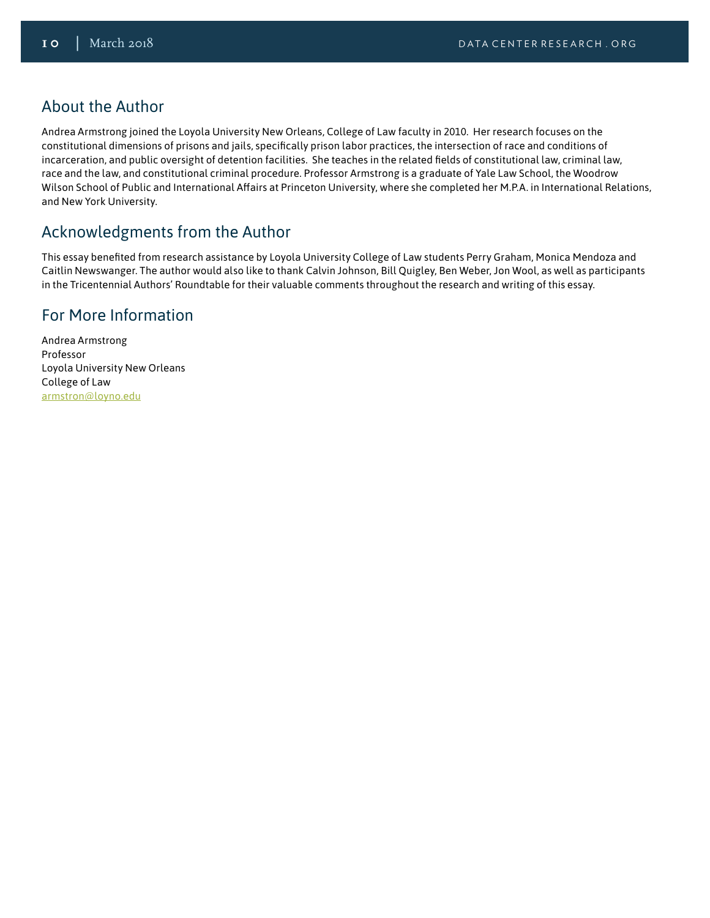## About the Author

Andrea Armstrong joined the Loyola University New Orleans, College of Law faculty in 2010. Her research focuses on the constitutional dimensions of prisons and jails, specifically prison labor practices, the intersection of race and conditions of incarceration, and public oversight of detention facilities. She teaches in the related fields of constitutional law, criminal law, race and the law, and constitutional criminal procedure. Professor Armstrong is a graduate of Yale Law School, the Woodrow Wilson School of Public and International Affairs at Princeton University, where she completed her M.P.A. in International Relations, and New York University.

## Acknowledgments from the Author

This essay benefited from research assistance by Loyola University College of Law students Perry Graham, Monica Mendoza and Caitlin Newswanger. The author would also like to thank Calvin Johnson, Bill Quigley, Ben Weber, Jon Wool, as well as participants in the Tricentennial Authors' Roundtable for their valuable comments throughout the research and writing of this essay.

## For More Information

Andrea Armstrong
Professor
Loyola University New Orleans
College of Law
armstron@loyno.edu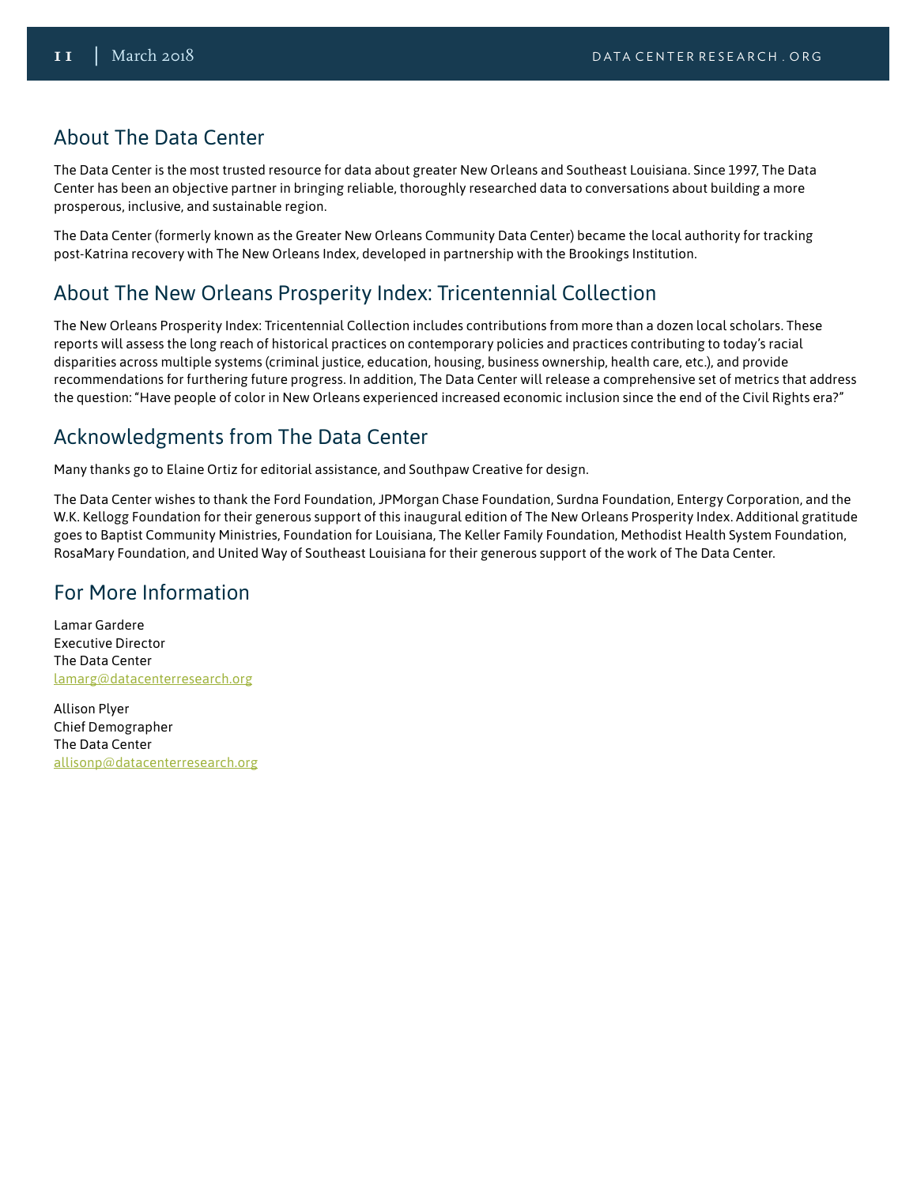## About The Data Center

The Data Center is the most trusted resource for data about greater New Orleans and Southeast Louisiana. Since 1997, The Data Center has been an objective partner in bringing reliable, thoroughly researched data to conversations about building a more prosperous, inclusive, and sustainable region.

The Data Center (formerly known as the Greater New Orleans Community Data Center) became the local authority for tracking post-Katrina recovery with The New Orleans Index, developed in partnership with the Brookings Institution.

## About The New Orleans Prosperity Index: Tricentennial Collection

The New Orleans Prosperity Index: Tricentennial Collection includes contributions from more than a dozen local scholars. These reports will assess the long reach of historical practices on contemporary policies and practices contributing to today's racial disparities across multiple systems (criminal justice, education, housing, business ownership, health care, etc.), and provide recommendations for furthering future progress. In addition, The Data Center will release a comprehensive set of metrics that address the question: "Have people of color in New Orleans experienced increased economic inclusion since the end of the Civil Rights era?"

## Acknowledgments from The Data Center

Many thanks go to Elaine Ortiz for editorial assistance, and Southpaw Creative for design.

The Data Center wishes to thank the Ford Foundation, JPMorgan Chase Foundation, Surdna Foundation, Entergy Corporation, and the W.K. Kellogg Foundation for their generous support of this inaugural edition of The New Orleans Prosperity Index. Additional gratitude goes to Baptist Community Ministries, Foundation for Louisiana, The Keller Family Foundation, Methodist Health System Foundation, RosaMary Foundation, and United Way of Southeast Louisiana for their generous support of the work of The Data Center.

## For More Information

Lamar Gardere  
Executive Director  
The Data Center  
lamarg@datacenterresearch.org

Allison Plyer  
Chief Demographer  
The Data Center  
allisonp@datacenterresearch.org